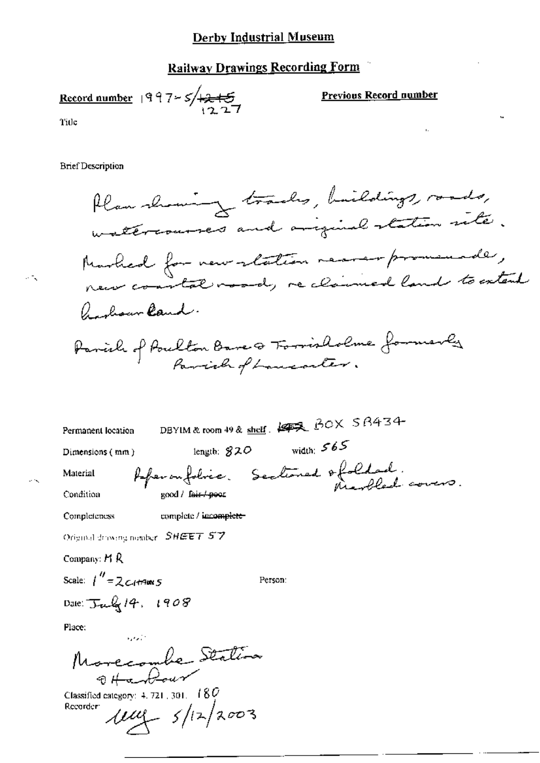# Derby Industrial Museum

## Railway Drawings Recording Form

**Record number** 1997-5/~~1215~~ 1227

**Previous Record number**

Title

Brief Description

Plan showing tracks, buildings, roads, watercourses and original station site. Marked for new station nearer promenade, new coastal road, reclaimed land to extend harbour land.

Parish of Poulton Bare & Torrisholme formerly Parish of Lancaster.

Permanent location DBYIM & room 49 & shelf. ~~1252~~ BOX SB434

Dimensions (mm) length: 820 width: 565

Material Paper on fabric. Sectioned & folded. Marbled covers.

Condition good / ~~fair / poor~~

Completeness complete / ~~incomplete~~

Original drawing number SHEET 57

Company: M R

Scale: 1" = 2 CHAINS

Person:

Date: July 14. 1908

Place:

Morecombe Station & Harbour

Classified category: 4. 721. 301. 180

Recorder: uug 5/12/2003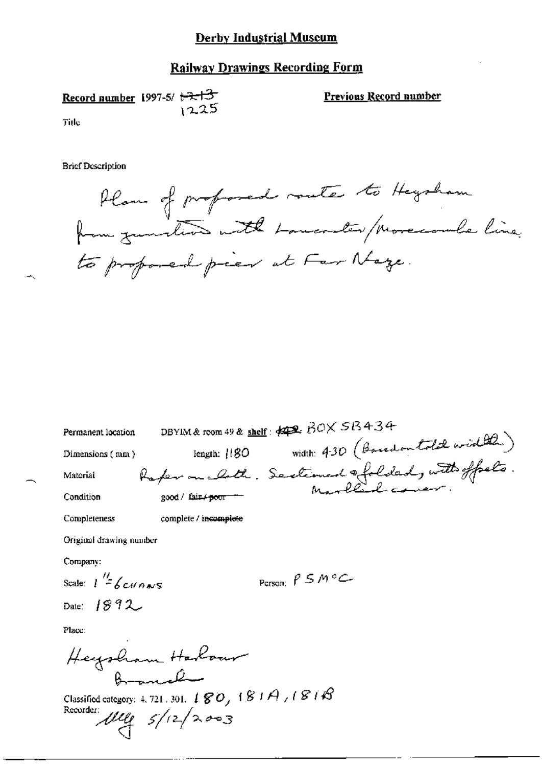# Derby Industrial Museum

## Railway Drawings Recording Form

**Record number** 1997-5/ ~~1213~~ 1225

**Previous Record number**

Title

Brief Description

Plan of proposed route to Heysham from junction with Lancaster/Morecambe line to proposed pier at Far Naze.

Permanent location DBYIM & room 49 & **shelf**: ~~142~~ BOX SB434

Dimensions (mm) length: 1180 width: 430 (Based on total width)

Material Paper on cloth. Sectioned & folded, with offsets. Marbled cover.

Condition good / ~~fair / poor~~

Completeness complete / ~~incomplete~~

Original drawing number

Company:

Scale: 1" = 6 CHAINS

Person: P S M^c C

Date: 1892

Place:

Heysham Harbour Branch

Classified category: 4. 721. 301. 180, 181A, 181B

Recorder: MLG 5/12/2003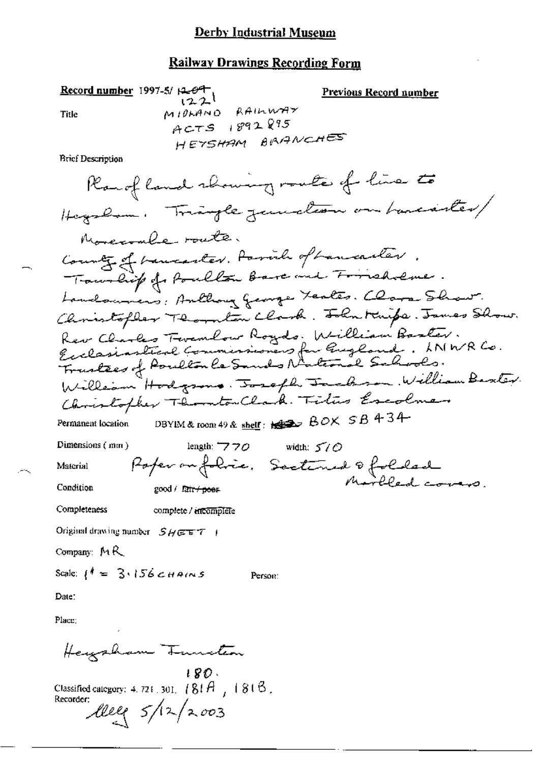**Derby Industrial Museum**

**Railway Drawings Recording Form**

**Record number** 1997-5/ ~~1209~~ 1221

**Previous Record number**

Title: MIDLAND RAILWAY ACTS 1892 & 95 HEYSHAM BRANCHES

Brief Description:

Plan of land showing route of line to Heysham. Triangle junction on Lancaster/Morecambe route.

County of Lancaster. Parish of Lancaster.

Township of Poulton Bare and Torrisholme.

Landowners: Anthony George Yeates. Clara Shaw. Christopher Thornton Clark. John Knipe. James Shaw. Rev Charles Twemlow Royds. William Baxter. Ecclesiastical Commissioners for England. LNWR Co. Trustees of Poulton le Sands National Schools. William Hodgsons. Joseph Jackson. William Baxter. Christopher Thornton Clark. Titus Escolme

Permanent location: DBYIM & room 49 & shelf: ~~~~ BOX SB 434

Dimensions (mm): length: 770 width: 510

Material: Paper on fabric. Sectioned & folded. Marbled covers.

Condition: good / ~~fair / poor~~

Completeness: complete / ~~incomplete~~

Original drawing number: SHEET 1

Company: MR

Scale: 1" = 3.156 CHAINS

Person:

Date:

Place: Heysham Junction

Classified category: 4. 721. 301. 180. 181A, 181B.

Recorder: lley 5/12/2003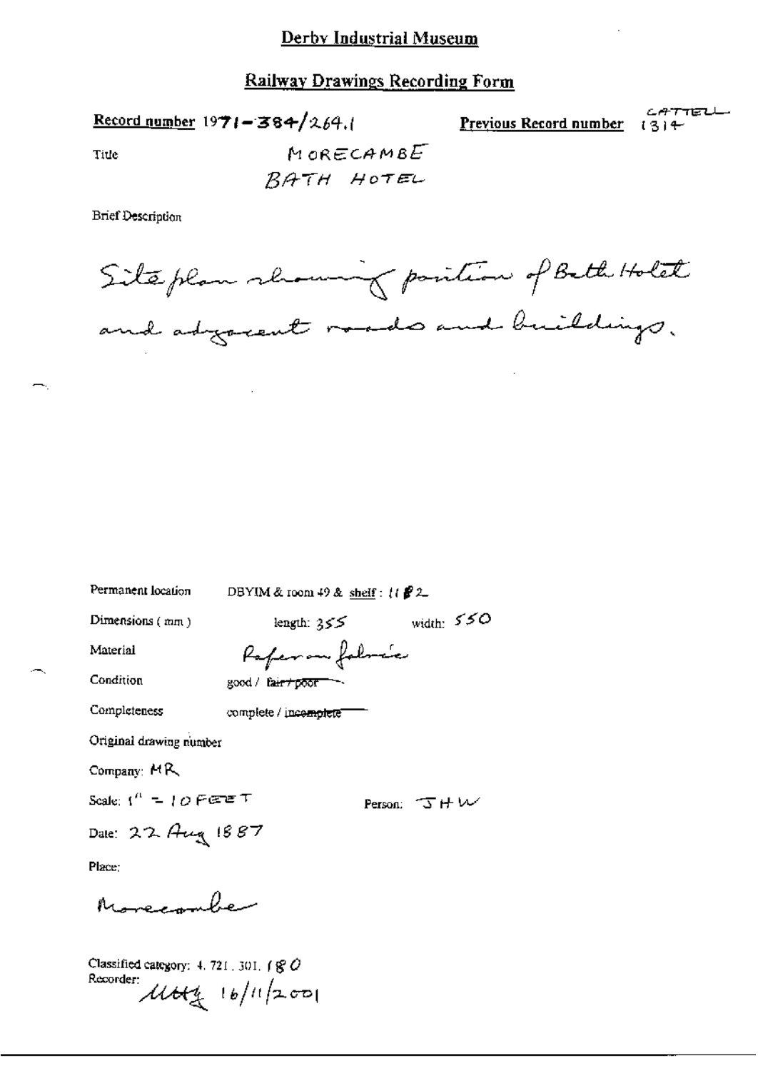# Derby Industrial Museum

## Railway Drawings Recording Form

**Record number** 1971-384/264.1 **Previous Record number** CATTELL 1314

Title MORECAMBE BATH HOTEL

Brief Description

Site plan showing position of Bath Hotel and adjacent roads and buildings.

Permanent location DBYIM & room 49 & shelf : 11 2

Dimensions ( mm ) length: 355 width: 550

Material Paper on fabric

Condition good / ~~fair / poor~~

Completeness complete / ~~incomplete~~

Original drawing number

Company: MR

Scale: 1" = 10 FEET Person: JHW

Date: 22 Aug 1887

Place:

Morecambe

Classified category: 4. 721. 301. 180

Recorder: MHG 16/11/2001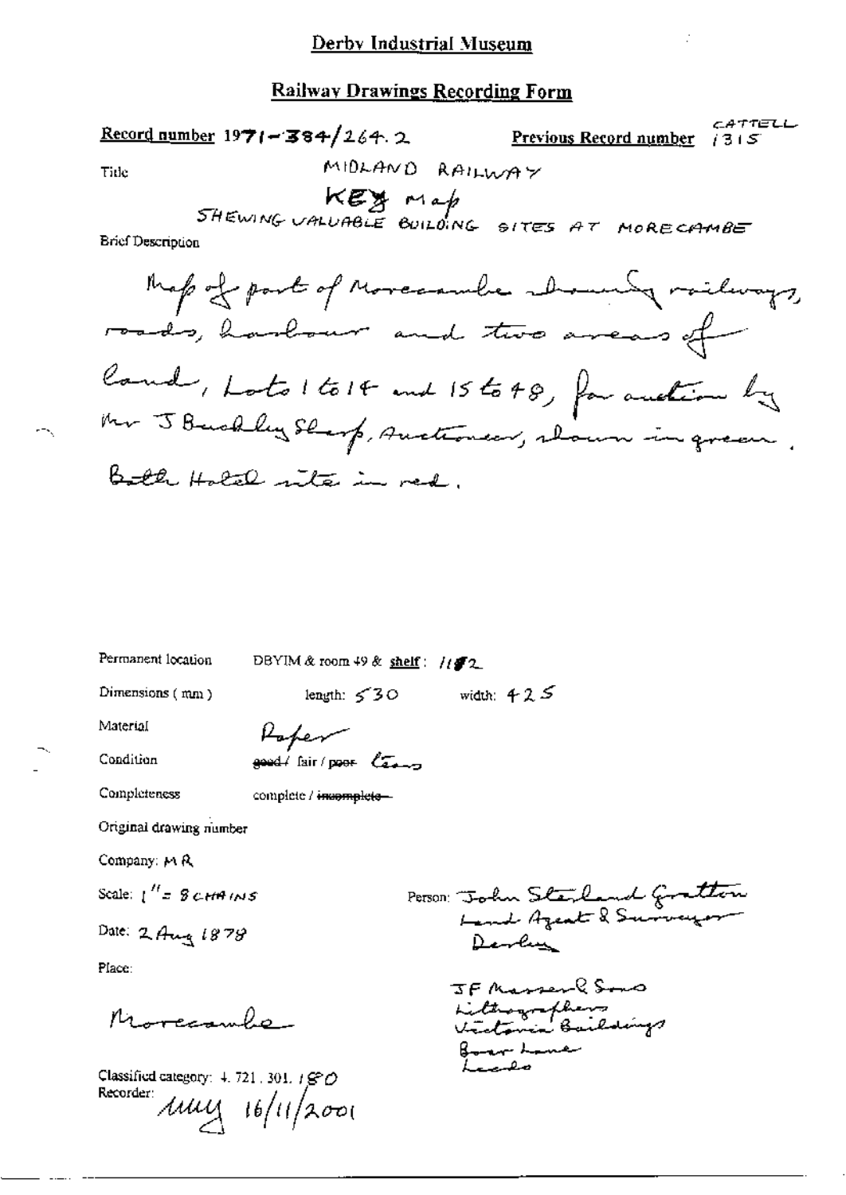# Derby Industrial Museum

## Railway Drawings Recording Form

**Record number** 1971-384/264.2 **Previous Record number** CATTELL 1315

Title

MIDLAND RAILWAY

KEY MAP

SHEWING VALUABLE BUILDING SITES AT MORECAMBE

Brief Description

Map of part of Morecambe showing railways, roads, harbour and two areas of land, Lots 1 to 14 and 15 to 48, for auction by Mr J Buckley Sharp, Auctioneer, shown in green. Both Hotel site in red.

Permanent location DBYIM & room 49 & shelf: 11/2

Dimensions (mm) length: 530 width: 425

Material Paper

Condition ~~good~~ / fair / ~~poor~~ tears

Completeness complete / ~~incomplete~~

Original drawing number

Company: MR

Scale: 1" = 8 CHAINS

Date: 2 Aug 1878

Place:

Morecambe

Person: John Sterland Gratton
Land Agent & Surveyor
Derby

JF Masser & Sons
Lithographers
Victoria Buildings
Boar Lane
Leeds

Classified category: 4.721.301.180

Recorder: MW 16/11/2001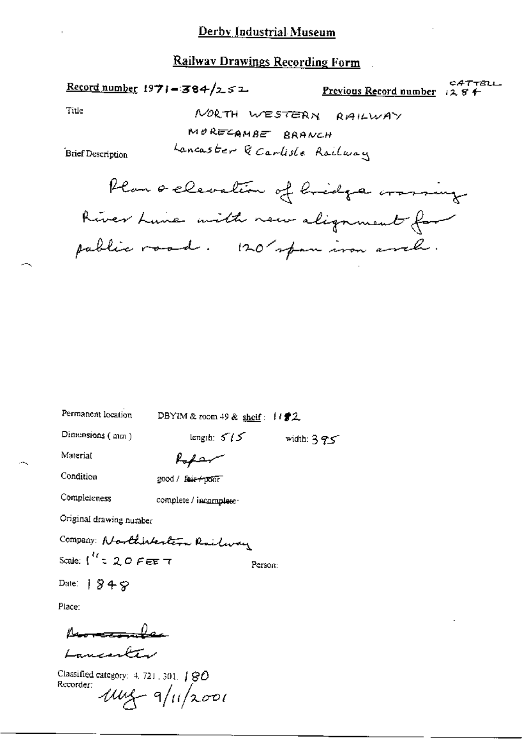# Derby Industrial Museum

## Railway Drawings Recording Form

**Record number** 1971-384/252 **Previous Record number** CATTELL 1284

Title NORTH WESTERN RAILWAY
MORECAMBE BRANCH
Lancaster & Carlisle Railway

Brief Description

Plan & elevation of bridge crossing River Lune with new alignment for public road. 120' span iron arch.

Permanent location DBYIM & room 49 & shelf: 1182

Dimensions (mm) length: 515 width: 395

Material Paper

Condition good / ~~fair / poor~~

Completeness complete / ~~incomplete~~

Original drawing number

Company: North Western Railway

Scale: 1" = 20 FEET Person:

Date: 1848

Place:

~~Morecambe~~
Lancaster

Classified category: 4, 721, 301, 180

Recorder: MUG 9/11/2001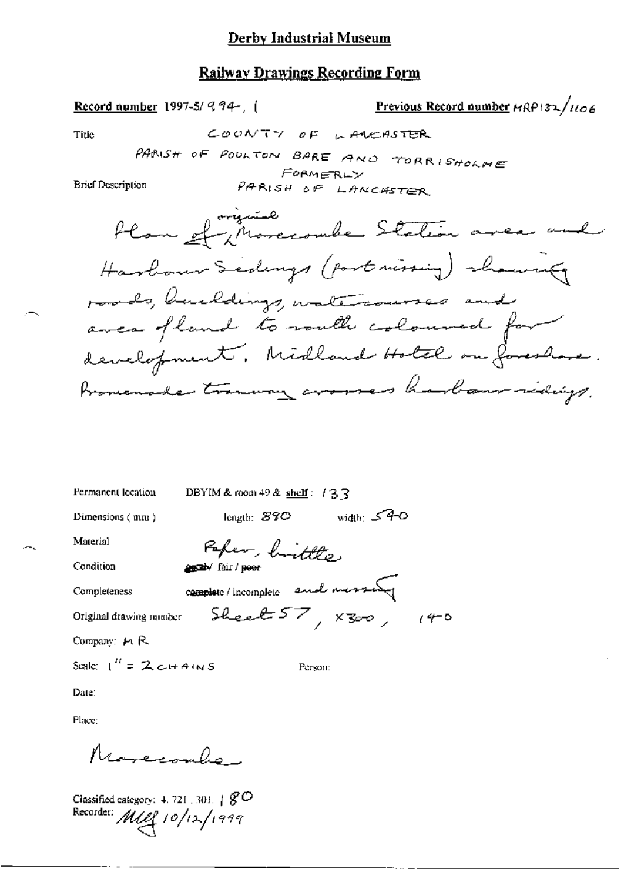**Derby Industrial Museum**

**Railway Drawings Recording Form**

**Record number** 1997-5/994. 1 **Previous Record number** MRP132/1106

Title COUNTY OF LANCASTER

PARISH OF POULTON BARE AND TORRISHOLME FORMERLY PARISH OF LANCASTER

Brief Description

Plan of original Morecambe Station area and Harbour Sidings (part missing) showing roads, buildings, watercourses and area of land to south coloured for development. Midland Hotel on foreshore. Promenade tramway crosses harbour sidings.

Permanent location DBYIM & room 49 & shelf: 133

Dimensions (mm) length: 890 width: 540

Material Paper, brittle

Condition good / fair / poor

Completeness complete / incomplete end missing

Original drawing number Sheet 57, X300, 140

Company: MR

Scale: 1" = 2 CHAINS Person:

Date:

Place:

Morecambe

Classified category: 4. 721. 301. 180

Recorder: MLG 10/12/1999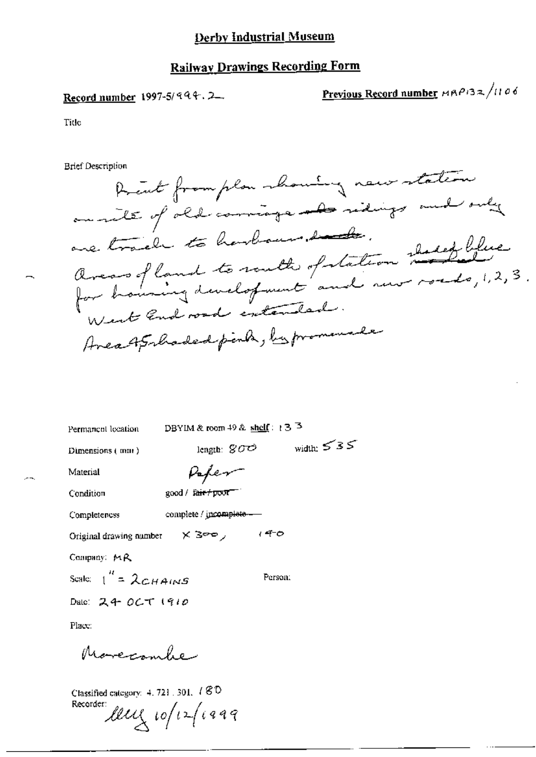# Derby Industrial Museum

## Railway Drawings Recording Form

**Record number** 1997-5/994.2

**Previous Record number** MRP132/1106

Title

Brief Description

Print from plan showing new station on site of old carriage ~~sidings~~ sidings and only one track to harbour. ~~~~ Areas of land to south of station shaded blue ~~~~ for housing development and new roads, 1, 2, 3. West End road extended. Area 45 shaded pink, by promenade

Permanent location: DBYIM & room 49 & **shelf**: 133

Dimensions (mm): length: 800 width: 535

Material: Paper

Condition: good / ~~fair / poor~~

Completeness: complete / ~~incomplete~~

Original drawing number: X 300, 140

Company: MR

Scale: 1" = 2 CHAINS

Person:

Date: 24 OCT 1910

Place:

Morecambe

Classified category: 4.721.301.180

Recorder: lley 10/12/1999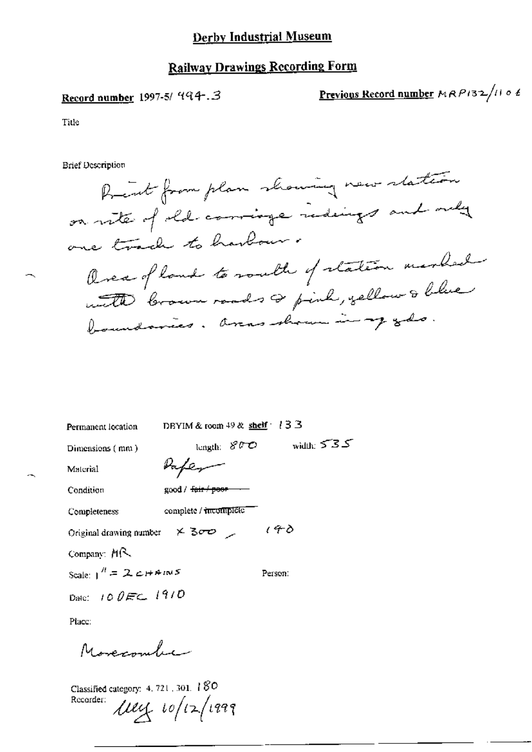# Derby Industrial Museum

## Railway Drawings Recording Form

**Record number** 1997-5/ 494.3

**Previous Record number** MRP132/1106

Title

Brief Description

Print from plan showing new station on site of old carriage sidings and only one track to harbour.
Area of land to south of station marked with brown roads & pink, yellow & blue boundaries. Areas shown in sq yds.

Permanent location DBYIM & room 49 & shelf: 133

Dimensions (mm) length: 800 width: 535

Material Paper

Condition good / ~~fair / poor~~

Completeness complete / ~~incomplete~~

Original drawing number X 300 , 140

Company: MR

Scale: 1" = 2 CHAINS

Person:

Date: 10 DEC 1910

Place:

Morecambe

Classified category: 4. 721. 301. 180

Recorder: LLY 10/12/1999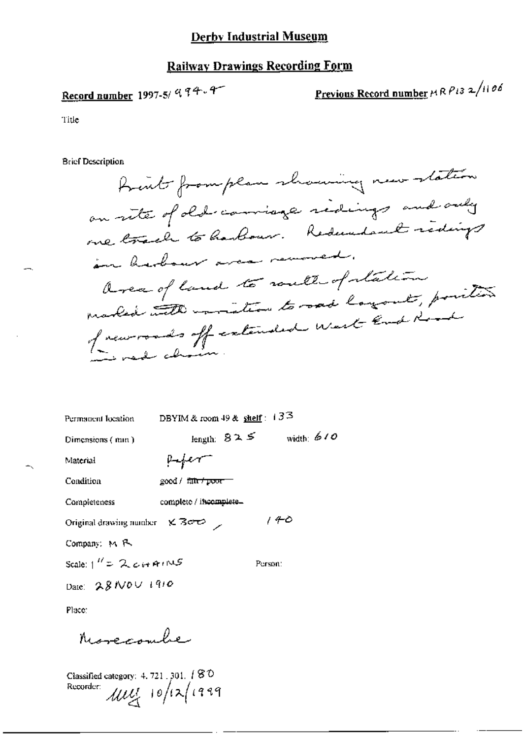# Derby Industrial Museum

## Railway Drawings Recording Form

**Record number** 1997-5/ 994.4 **Previous Record number** MR P132/1106

Title

Brief Description

Print from plan showing new station on site of old carriage sidings and only one track to harbour. Redundant sidings in harbour area removed.
Area of land to south of station marked with variation to road layout, position of new roads off extended West End Road in red chain.

Permanent location DBYIM & room 49 & shelf : 133

Dimensions ( mm ) length: 825 width: 610

Material Paper

Condition good / ~~fair / poor~~

Completeness complete / ~~incomplete~~

Original drawing number X 300 / 140

Company: M R

Scale: 1" = 2 CHAINS Person:

Date: 28 NOV 1910

Place:

Morecambe

Classified category: 4. 721 . 301. / 80

Recorder: MW 10/12/1999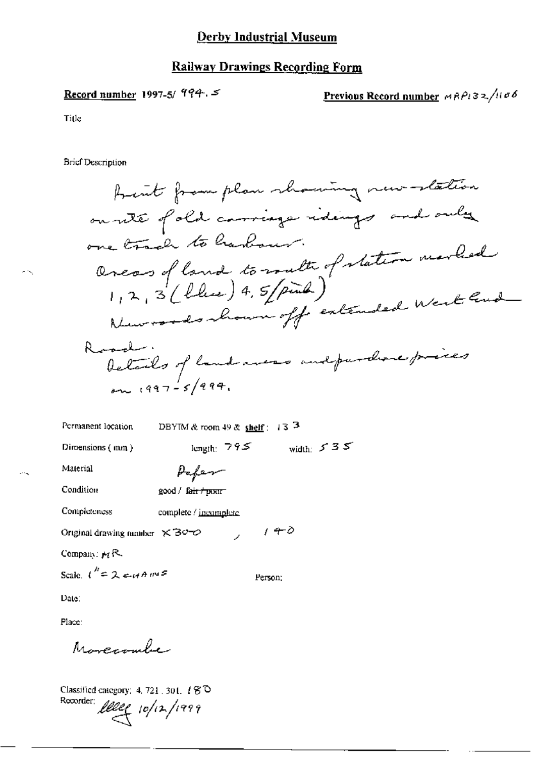# Derby Industrial Museum

## Railway Drawings Recording Form

**Record number** 1997-5/ 994. 5

**Previous Record number** MRP132/1106

Title

Brief Description

Print from plan showing new station on site of old carriage sidings and only one track to harbour.
Areas of land to south of station marked 1, 2, 3 (blue) 4, 5 (pink)
New roads shown off extended West End Road.
Details of land areas and purchase prices on 1997-5/994.

Permanent location DBYIM & room 49 & **shelf**: 133

Dimensions (mm) length: 795 width: 535

Material Paper

Condition good / ~~fair / poor~~

Completeness complete / incomplete

Original drawing number X30-0 , 140

Company: MR

Scale. 1" = 2 CHAINS

Person:

Date:

Place:

Morecambe

Classified category: 4. 721. 301. 180

Recorder: [signature] 10/12/1999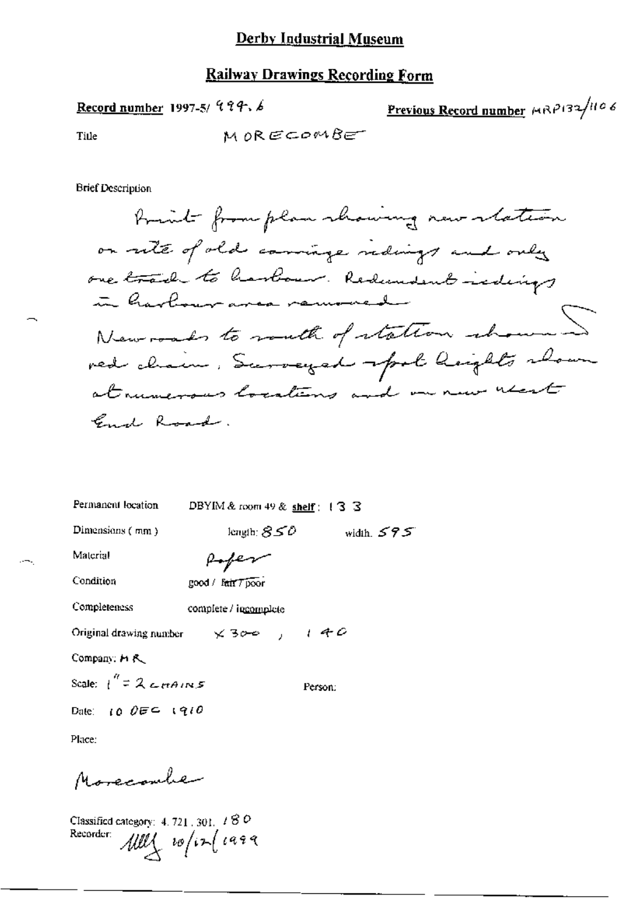# Derby Industrial Museum

## Railway Drawings Recording Form

**Record number** 1997-5/ 999.6

**Previous Record number** MRP132/1106

Title MORECOMBE

Brief Description

Print from plan showing new station on site of old carriage sidings and only one track to harbour. Redundant sidings in harbour area removed. New roads to south of station shown in red chain. Surveyed spot heights shown at numerous locations and on new West End Road.

Permanent location DBYIM & room 49 & **shelf**: 133

Dimensions (mm) length: 850 width: 595

Material Paper

Condition good / ~~fair / poor~~

Completeness complete / incomplete

Original drawing number X300, 140

Company: MR

Scale: 1" = 2 CHAINS

Person:

Date: 10 DEC 1910

Place:

Morecambe

Classified category: 4. 721. 301. 180

Recorder: [initials] 10/12/1999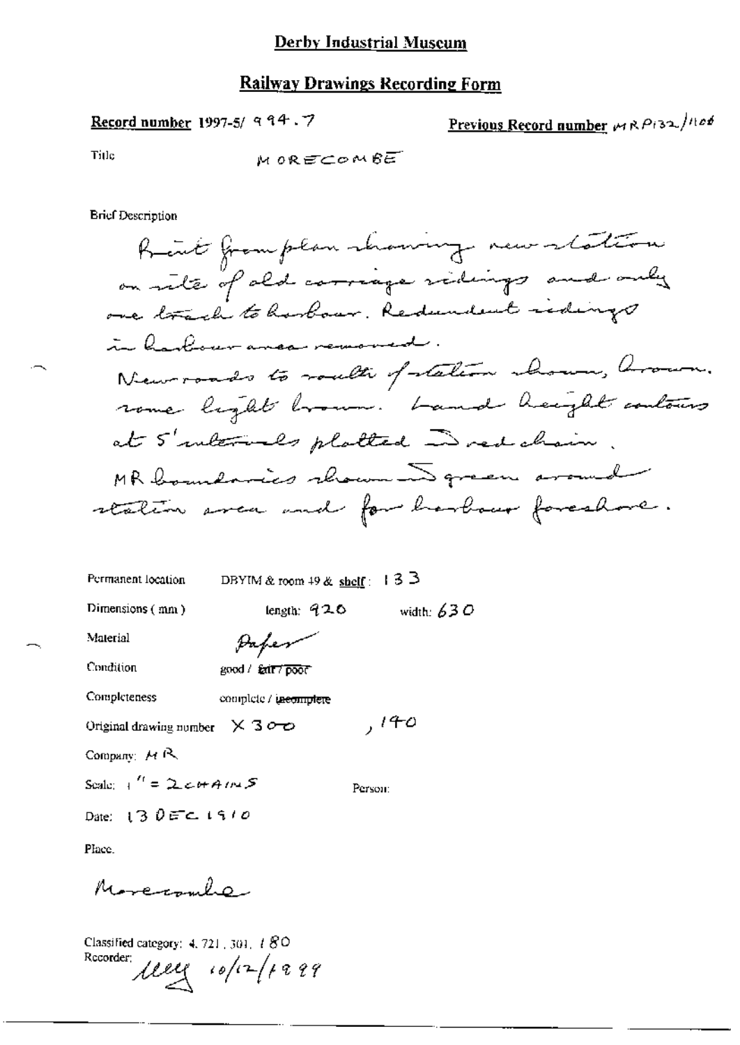# Derby Industrial Museum

## Railway Drawings Recording Form

**Record number** 1997-5/ 994.7

**Previous Record number** MRP132/1106

Title MORECOMBE

Brief Description

Print from plan showing new station on site of old carriage sidings and only one track to harbour. Redundant sidings in harbour area removed.
New roads to south of station shown, brown, some light brown. Land height contours at 5' intervals plotted in red chain.
MR boundaries shown in green around station area and for harbour foreshore.

Permanent location DBYIM & room 49 & shelf: 133

Dimensions (mm) length: 920 width: 630

Material Paper

Condition good / ~~fair / poor~~

Completeness complete / ~~incomplete~~

Original drawing number X300, 140

Company: MR

Scale: 1" = 2 CHAINS

Person:

Date: 13 DEC 1910

Place.

Morecombe

Classified category: 4.721.301.180

Recorder: [signature] 10/12/1999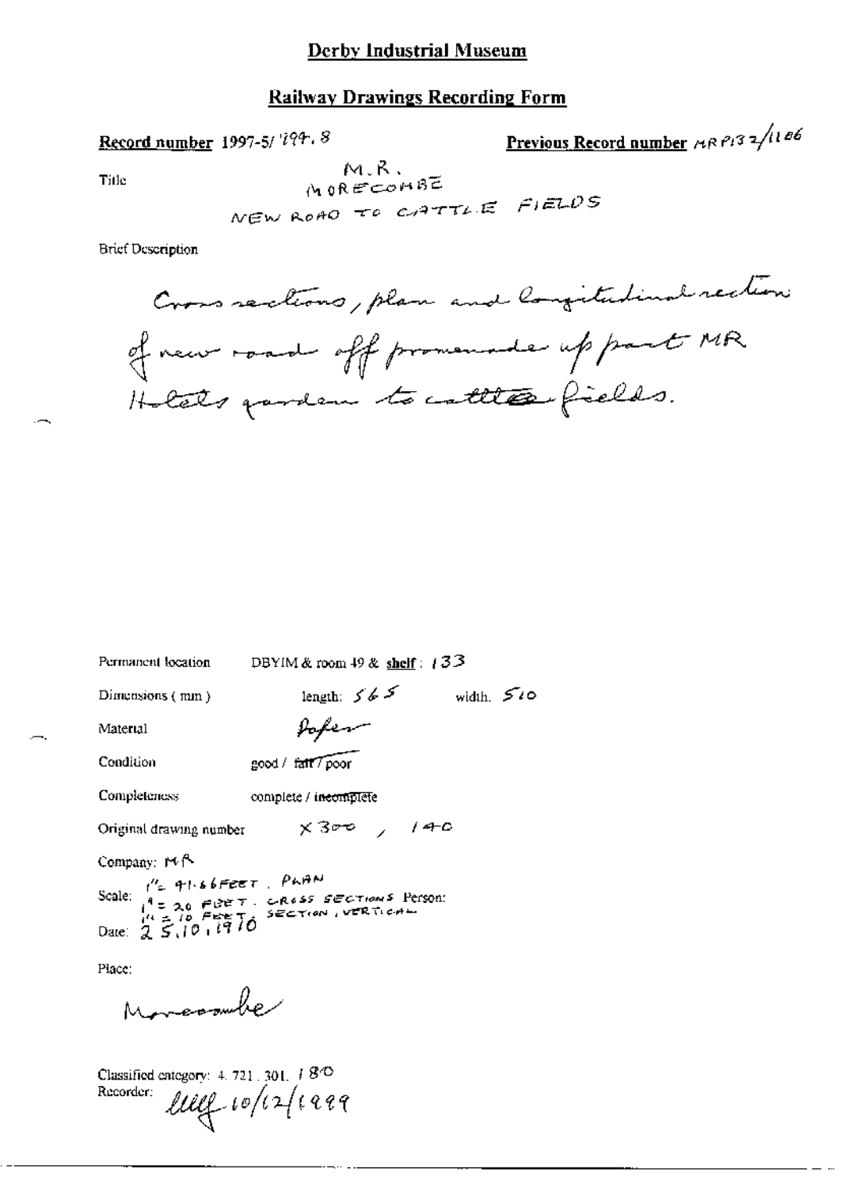## Derby Industrial Museum

## Railway Drawings Recording Form

**Record number** 1997-5/794.8

**Previous Record number** MR P132/1106

Title

M.R.
MORECOMBE
NEW ROAD TO CATTLE FIELDS

Brief Description

Cross sections, plan and longitudinal section of new road off promenade up part MR Hotels garden to cattle fields.

Permanent location DBYIM & room 49 & **shelf**: 133

Dimensions (mm) length: 565 width: 510

Material Paper

Condition good / fair / poor

Completeness complete / incomplete

Original drawing number X300, 140

Company: MR

Scale: 1" = 41.66 FEET. PLAN
1" = 20 FEET. CROSS SECTIONS
1" = 10 FEET. SECTION, VERTICAL

Person:

Date: 25.10.1910

Place:

Morecambe

Classified category: 4.721.301.180

Recorder: lll 10/12/1999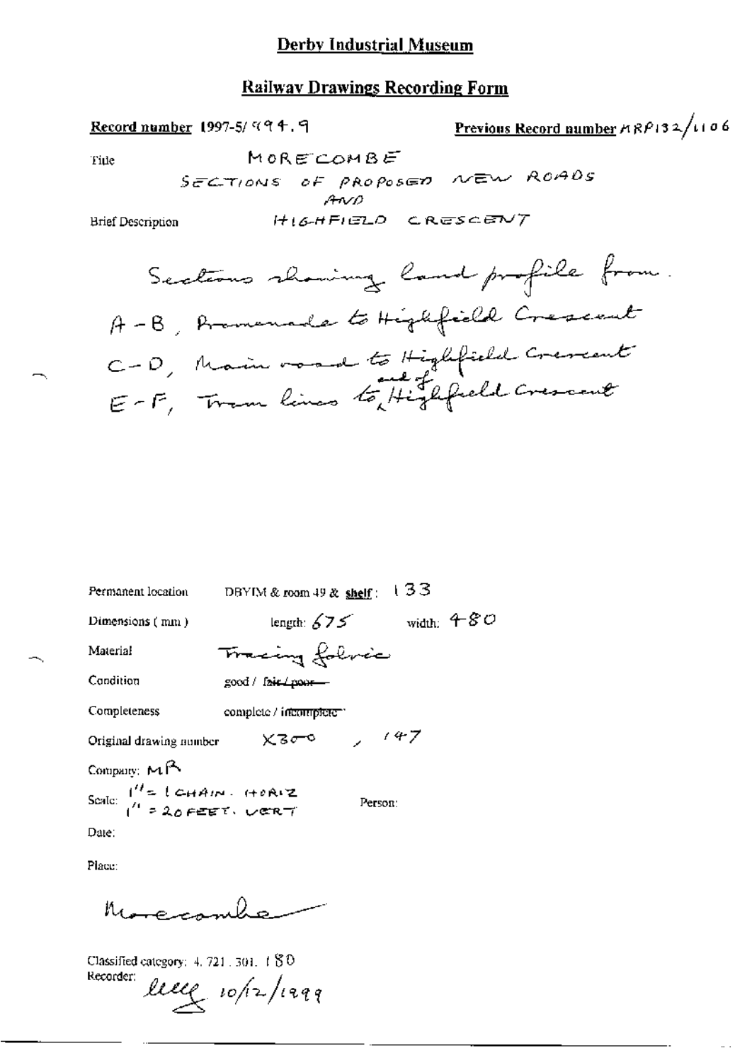## Derby Industrial Museum

## Railway Drawings Recording Form

**Record number** 1997-5/994.9

**Previous Record number** MRP132/1106

Title: MORECOMBE

SECTIONS OF PROPOSED NEW ROADS AND HIGHFIELD CRESCENT

Brief Description:

Sections showing land profile from.
A - B, Promenade to Highfield Crescent
C - D, Main road to Highfield Crescent
E - F, Tram lines to end of Highfield Crescent

Permanent location: DBYIM & room 49 & **shelf**: 133

Dimensions (mm): length: 675 width: 480

Material: Tracing fabric

Condition: good / ~~fair / poor~~

Completeness: complete / ~~incomplete~~

Original drawing number: X300, 147

Company: MR

Scale: 1" = 1 CHAIN. HORIZ; 1" = 20 FEET. VERT

Person:

Date:

Place:

Morecambe

Classified category: 4.721.301.180

Recorder: [signature] 10/12/1999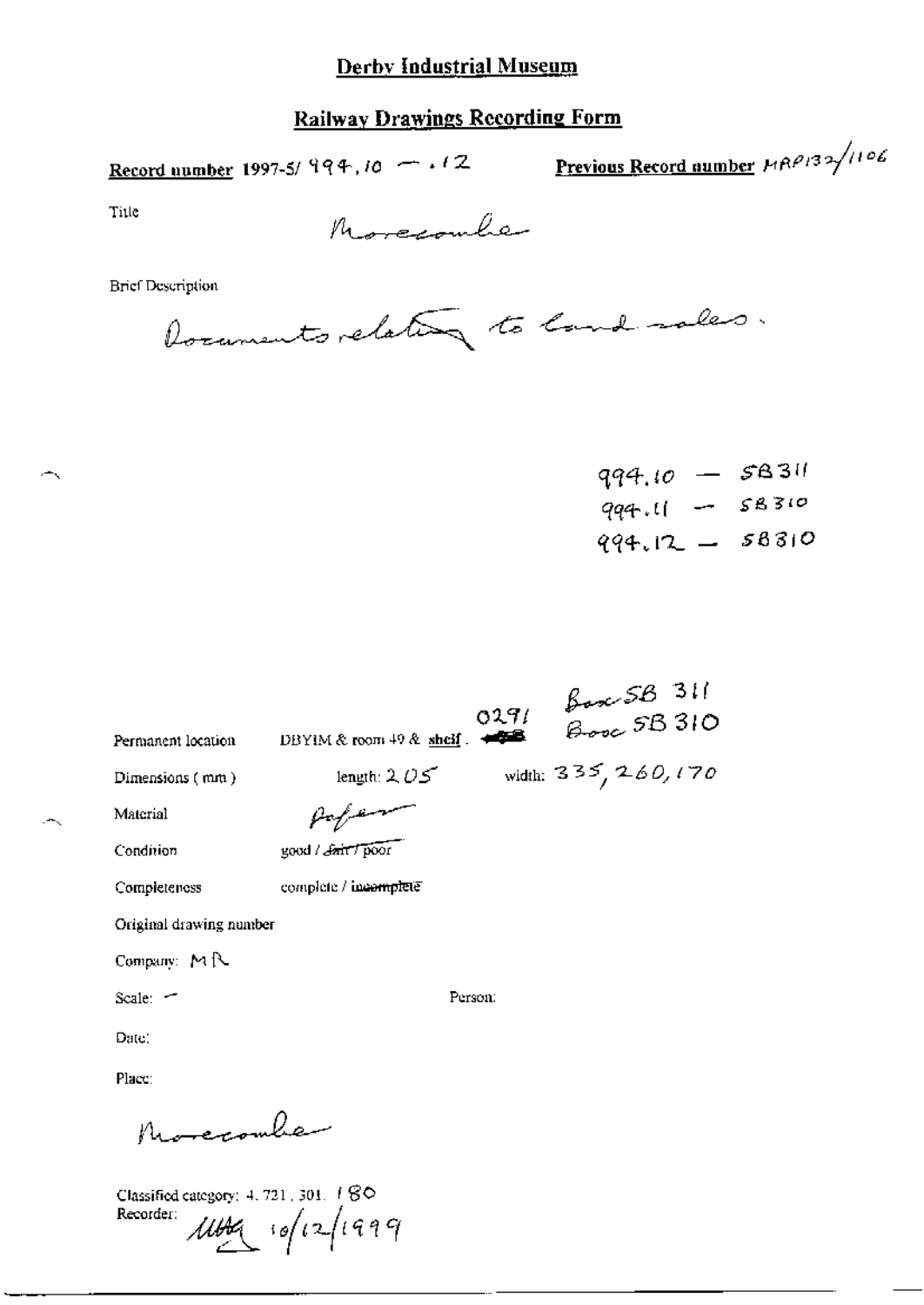# Derby Industrial Museum

## Railway Drawings Recording Form

**Record number** 1997-5/ 994.10 — .12

**Previous Record number** MRP132/1106

Title: Morecombe

Brief Description

Documents relating to land sales.

994.10 — SB311
994.11 — SB310
994.12 — SB310

Box SB 311
Box SB 310

Permanent location: DBYIM & room 49 & shelf. 0291

Dimensions (mm): length: 205 width: 335, 260, 170

Material: Paper

Condition: good / ~~fair / poor~~

Completeness: complete / ~~incomplete~~

Original drawing number

Company: MR

Scale: -

Person:

Date:

Place:

Morecombe

Classified category: 4. 721. 301. 180

Recorder: MHG 10/12/1999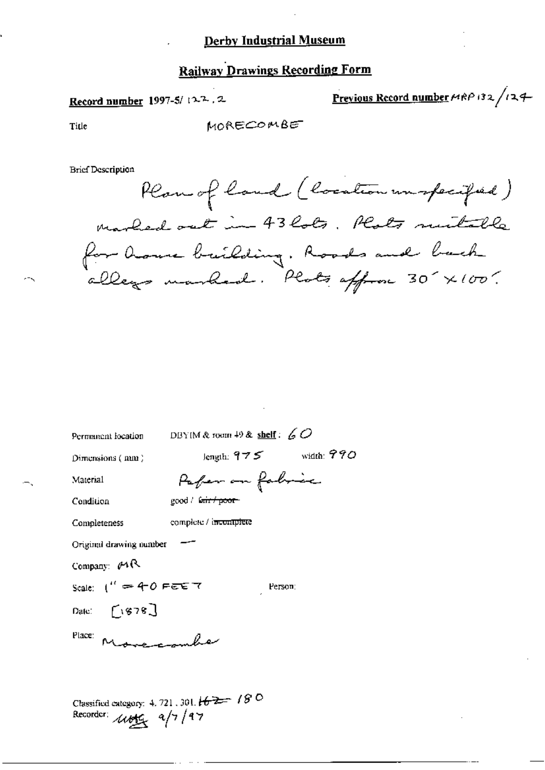# Derby Industrial Museum

## Railway Drawings Recording Form

**Record number** 1997-5/ 122 . 2 **Previous Record number** MRP 132 / 124

Title MORECOMBE

Brief Description

Plan of land (location unspecified) marked out in 43 lots. Plots suitable for home building. Roads and back alleys marked. Plots approx 30' × 100'.

Permanent location DBYIM & room 49 & **shelf**: 60

Dimensions (mm) length: 975 width: 990

Material Paper on fabric

Condition good / ~~fair / poor~~

Completeness complete / ~~incomplete~~

Original drawing number —

Company: MR

Scale: 1" = 40 FEET Person:

Date: [1878]

Place: Morecombe

Classified category: 4. 721. 301. ~~162~~ 180

Recorder: ~~MG~~ 9/7/97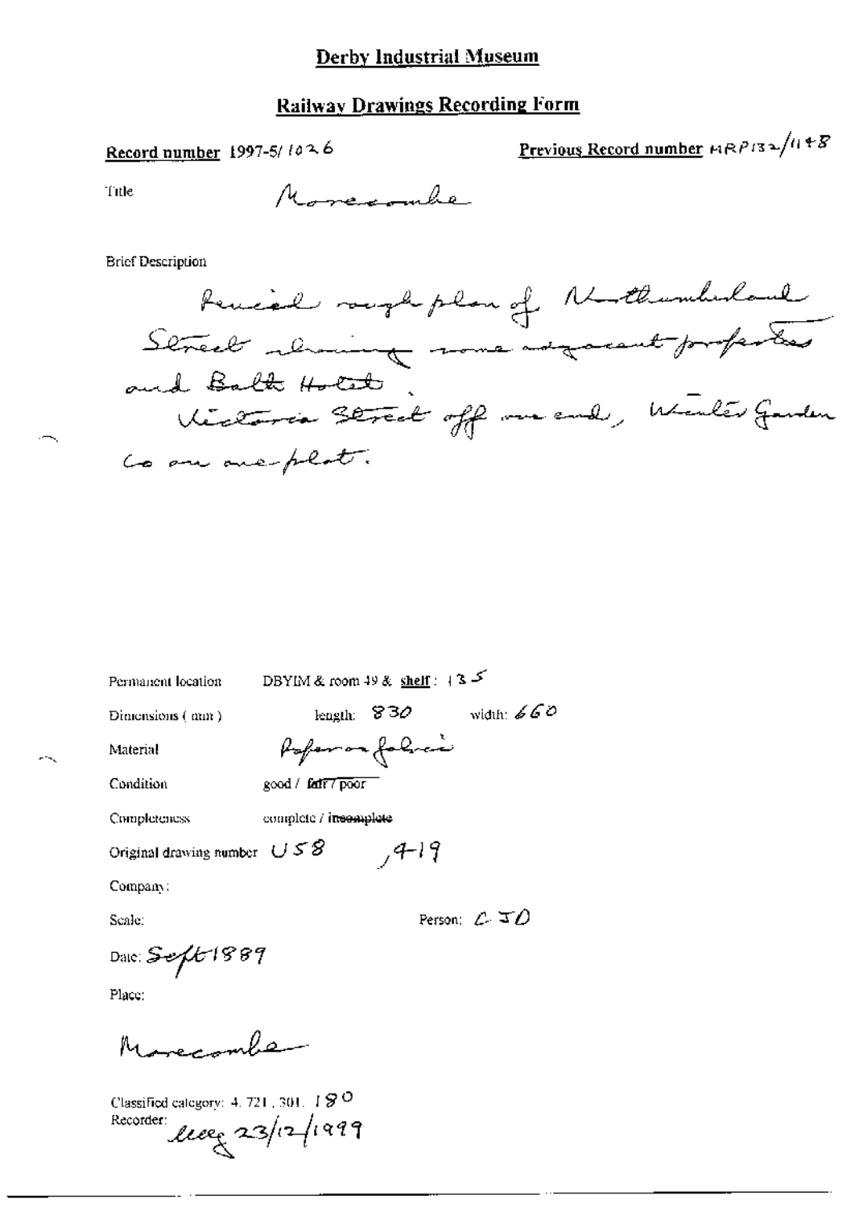# Derby Industrial Museum

## Railway Drawings Recording Form

**Record number** 1997-5/1026

**Previous Record number** MRP132/1148

Title: Morecambe

Brief Description

Pencil rough plan of Northumberland Street showing some adjacent properties and Bath Hotel. Victoria Street off one end, Winter Garden Co on one plot.

Permanent location: DBYIM & room 49 & **shelf**: 135

Dimensions (mm): length: 830 width: 660

Material: Paper on fabric

Condition: good / ~~fair~~ / ~~poor~~

Completeness: complete / ~~incomplete~~

Original drawing number: U58, 419

Company:

Scale:

Person: CJD

Date: Sept 1889

Place:

Morecambe

Classified category: 4.721.301.180

Recorder: [signature] 23/12/1999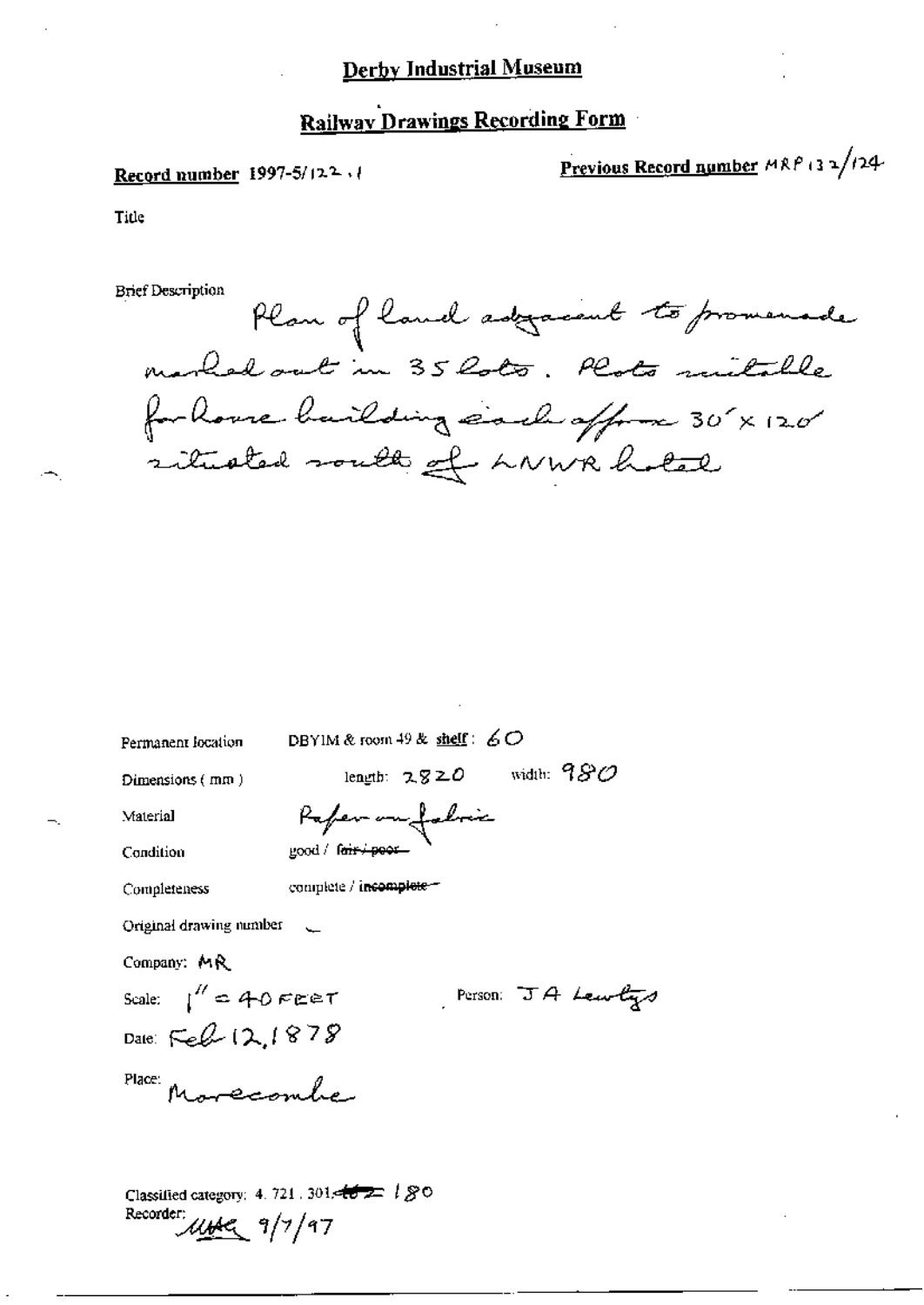# Derby Industrial Museum

## Railway Drawings Recording Form

**Record number** 1997-5/122.1

**Previous Record number** MRP132/124

Title

Brief Description

Plan of land adjacent to promenade marked out in 35 lots. Plots suitable for house building each approx 30' x 120' situated south of LNWR hotel

Permanent location DBYIM & room 49 & shelf: 60

Dimensions (mm) length: 2820 width: 980

Material Paper on fabric

Condition good / ~~fair / poor~~

Completeness complete / ~~incomplete~~

Original drawing number —

Company: MR

Scale: 1" = 40 FEET

Person: JA Lewtys

Date: Feb 12, 1878

Place: Morecambe

Classified category: 4. 721. 301. ~~402~~ 180

Recorder: MHG 9/7/97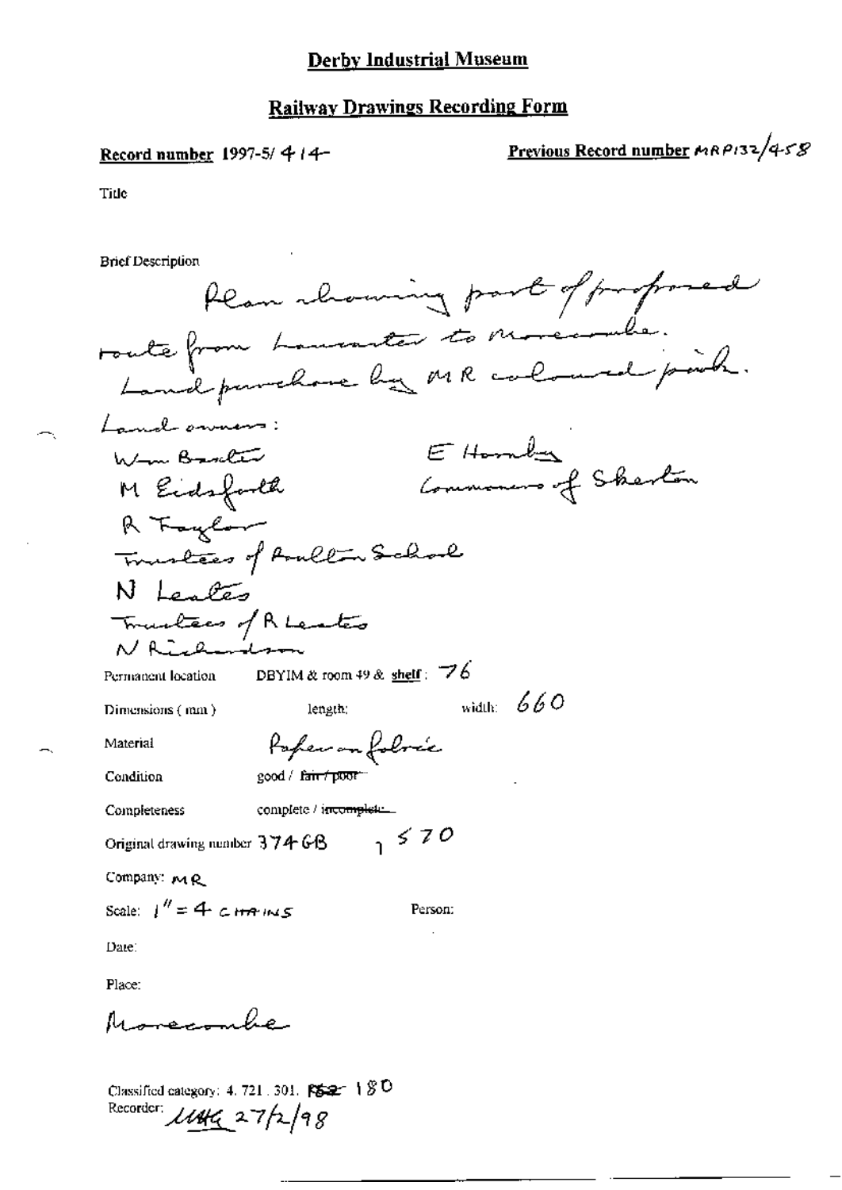# Derby Industrial Museum

## Railway Drawings Recording Form

**Record number** 1997-5/414

**Previous Record number** MRP132/458

Title

Brief Description

Plan showing part of proposed route from Lancaster to Morecambe. Land purchase by MR coloured pink.

Land owners:

Wm Baxter
M Eidsforth
R Taylor
Trustees of Poulton School
N Leates
Trustees of R Leates
N Richardson
E Hornby
Commoners of Skerton

Permanent location: DBYIM & room 49 & shelf: 76

Dimensions (mm) length: width: 660

Material: Paper on fabric

Condition: good / ~~fair / poor~~

Completeness: complete / ~~incomplete~~

Original drawing number 374GB, 1570

Company: MR

Scale: 1" = 4 CHAINS

Person:

Date:

Place:

Morecambe

Classified category: 4. 721. 301. ~~F52~~ 180

Recorder: MHG 27/2/98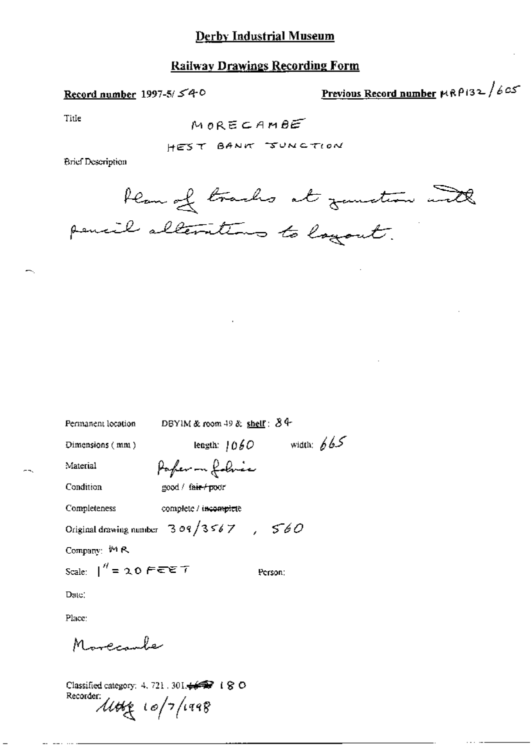# Derby Industrial Museum

## Railway Drawings Recording Form

**Record number** 1997-5/540

**Previous Record number** MRP132/605

Title

MORECAMBE

HEST BANK JUNCTION

Brief Description

Plan of tracks at junction with pencil alterations to layout.

Permanent location DBYIM & room 49 & shelf: 84

Dimensions (mm) length: 1060 width: 665

Material Paper on fabric

Condition good / ~~fair / poor~~

Completeness complete / ~~incomplete~~

Original drawing number 309/3567 , 560

Company: MR

Scale: 1" = 20 FEET

Person:

Date:

Place:

Morecambe

Classified category: 4. 721. 301.~~###~~ 180

Recorder: Mthg 10/7/1998